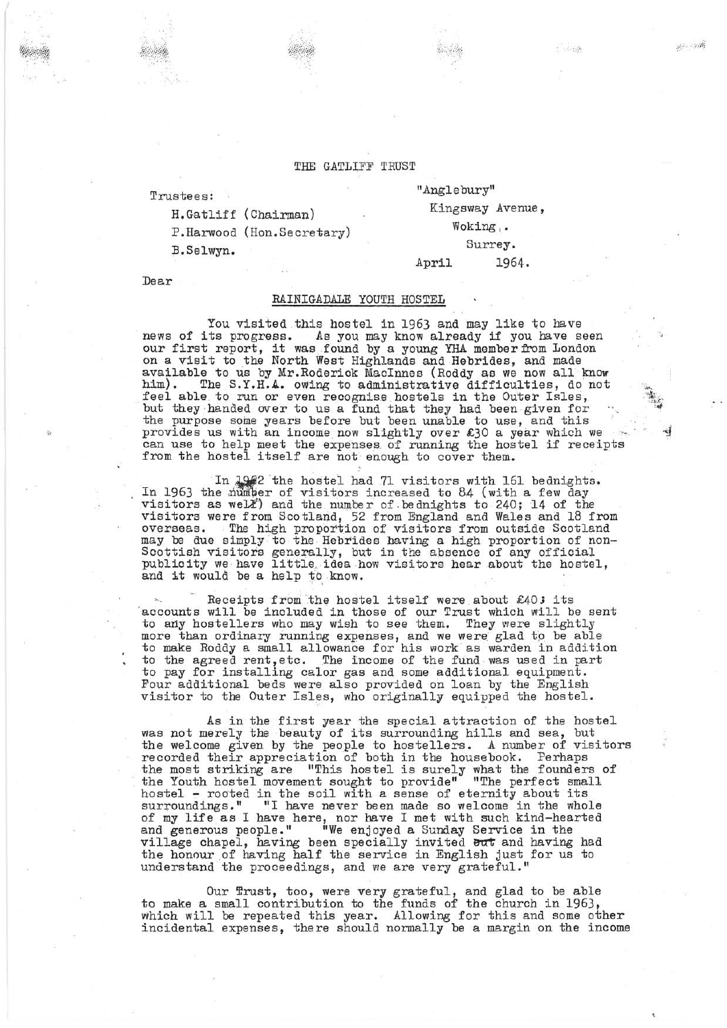THE GATLIFF TRUST

Trustees:

H.Gatliff (Chairman)

P.Harwood (Hon.Secretary)

B.Selwyn.

"Anglebury"
Kingsway Avenue,
Woking.
Surrey.
April 1964.

Dear

RAINIGADALE YOUTH HOSTEL

You visited this hostel in 1963 and may like to have news of its progress. As you may know already if you have seen our first report, it was found by a young YHA member from London on a visit to the North West Highlands and Hebrides, and made available to us by Mr.Roderick MacInnes (Roddy as we now all know him). The S.Y.H.A. owing to administrative difficulties, do not feel able to run or even recognise hostels in the Outer Isles, but they handed over to us a fund that they had been given for the purpose some years before but been unable to use, and this provides us with an income now slightly over £30 a year which we can use to help meet the expenses of running the hostel if receipts from the hostel itself are not enough to cover them.

In 1962 the hostel had 71 visitors with 161 bednights. In 1963 the number of visitors increased to 84 (with a few day visitors as well) and the number of bednights to 240; 14 of the visitors were from Scotland, 52 from England and Wales and 18 from overseas. The high proportion of visitors from outside Scotland may be due simply to the Hebrides having a high proportion of non-Scottish visitors generally, but in the absence of any official publicity we have little idea how visitors hear about the hostel, and it would be a help to know.

Receipts from the hostel itself were about £40; its accounts will be included in those of our Trust which will be sent to any hostellers who may wish to see them. They were slightly more than ordinary running expenses, and we were glad to be able to make Roddy a small allowance for his work as warden in addition to the agreed rent,etc. The income of the fund was used in part to pay for installing calor gas and some additional equipment. Four additional beds were also provided on loan by the English visitor to the Outer Isles, who originally equipped the hostel.

As in the first year the special attraction of the hostel was not merely the beauty of its surrounding hills and sea, but the welcome given by the people to hostellers. A number of visitors recorded their appreciation of both in the housebook. Perhaps the most striking are "This hostel is surely what the founders of the Youth hostel movement sought to provide" "The perfect small hostel - rooted in the soil with a sense of eternity about its surroundings." "I have never been made so welcome in the whole of my life as I have here, nor have I met with such kind-hearted and generous people." "We enjoyed a Sunday Service in the village chapel, having been specially invited ~~out~~ and having had the honour of having half the service in English just for us to understand the proceedings, and we are very grateful."

Our Trust, too, were very grateful, and glad to be able to make a small contribution to the funds of the church in 1963, which will be repeated this year. Allowing for this and some other incidental expenses, there should normally be a margin on the income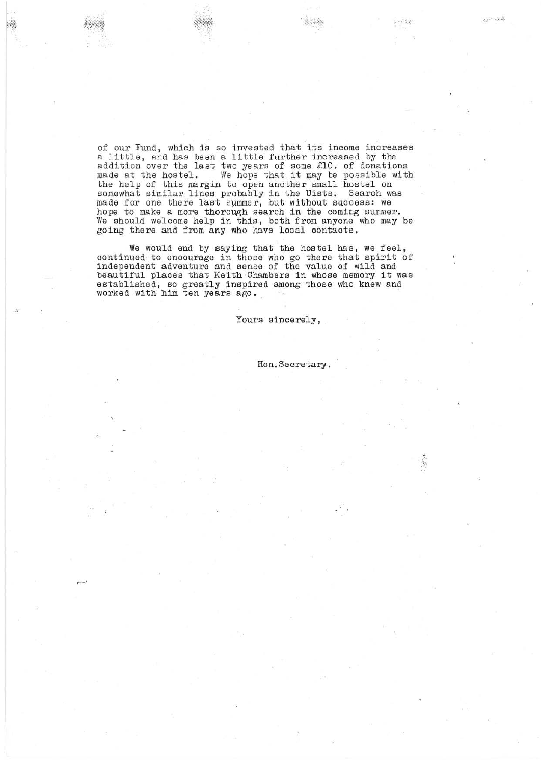of our Fund, which is so invested that its income increases a little, and has been a little further increased by the addition over the last two years of some £10. of donations made at the hostel. We hope that it may be possible with the help of this margin to open another small hostel on somewhat similar lines probably in the Uists. Search was made for one there last summer, but without success: we hope to make a more thorough search in the coming summer. We should welcome help in this, both from anyone who may be going there and from any who have local contacts.

We would end by saying that the hostel has, we feel, continued to encourage in those who go there that spirit of independent adventure and sense of the value of wild and beautiful places that Keith Chambers in whose memory it was established, so greatly inspired among those who knew and worked with him ten years ago.

Yours sincerely,

Hon.Secretary.